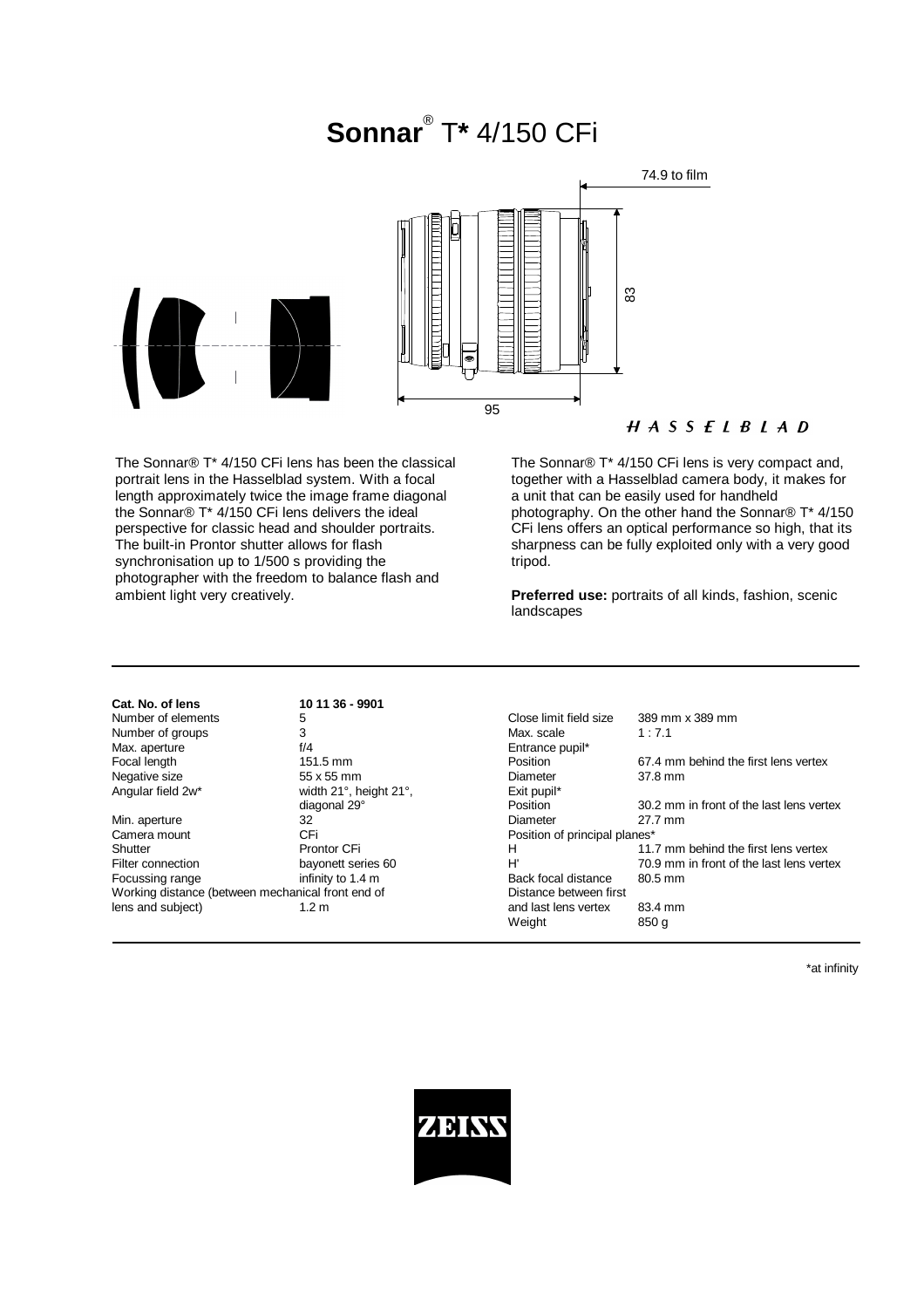# **Sonnar**® T* 4/150 CFi

74.9 to film

83

95

HASSELBLAD

The Sonnar® T* 4/150 CFi lens has been the classical portrait lens in the Hasselblad system. With a focal length approximately twice the image frame diagonal the Sonnar® T* 4/150 CFi lens delivers the ideal perspective for classic head and shoulder portraits. The built-in Prontor shutter allows for flash synchronisation up to 1/500 s providing the photographer with the freedom to balance flash and ambient light very creatively.

The Sonnar® T* 4/150 CFi lens is very compact and, together with a Hasselblad camera body, it makes for a unit that can be easily used for handheld photography. On the other hand the Sonnar® T* 4/150 CFi lens offers an optical performance so high, that its sharpness can be fully exploited only with a very good tripod.

**Preferred use:** portraits of all kinds, fashion, scenic landscapes

| **Cat. No. of lens** | **10 11 36 - 9901** |
|---|---|
| Number of elements | 5 |
| Number of groups | 3 |
| Max. aperture | f/4 |
| Focal length | 151.5 mm |
| Negative size | 55 x 55 mm |
| Angular field 2w* | width 21°, height 21°, diagonal 29° |
| Min. aperture | 32 |
| Camera mount | CFi |
| Shutter | Prontor CFi |
| Filter connection | bayonett series 60 |
| Focussing range | infinity to 1.4 m |
| Working distance (between mechanical front end of lens and subject) | 1.2 m |

| | |
|---|---|
| Close limit field size | 389 mm x 389 mm |
| Max. scale | 1 : 7.1 |
| Entrance pupil* | |
| Position | 67.4 mm behind the first lens vertex |
| Diameter | 37.8 mm |
| Exit pupil* | |
| Position | 30.2 mm in front of the last lens vertex |
| Diameter | 27.7 mm |
| Position of principal planes* | |
| H | 11.7 mm behind the first lens vertex |
| H' | 70.9 mm in front of the last lens vertex |
| Back focal distance | 80.5 mm |
| Distance between first and last lens vertex | 83.4 mm |
| Weight | 850 g |

*at infinity

ZEISS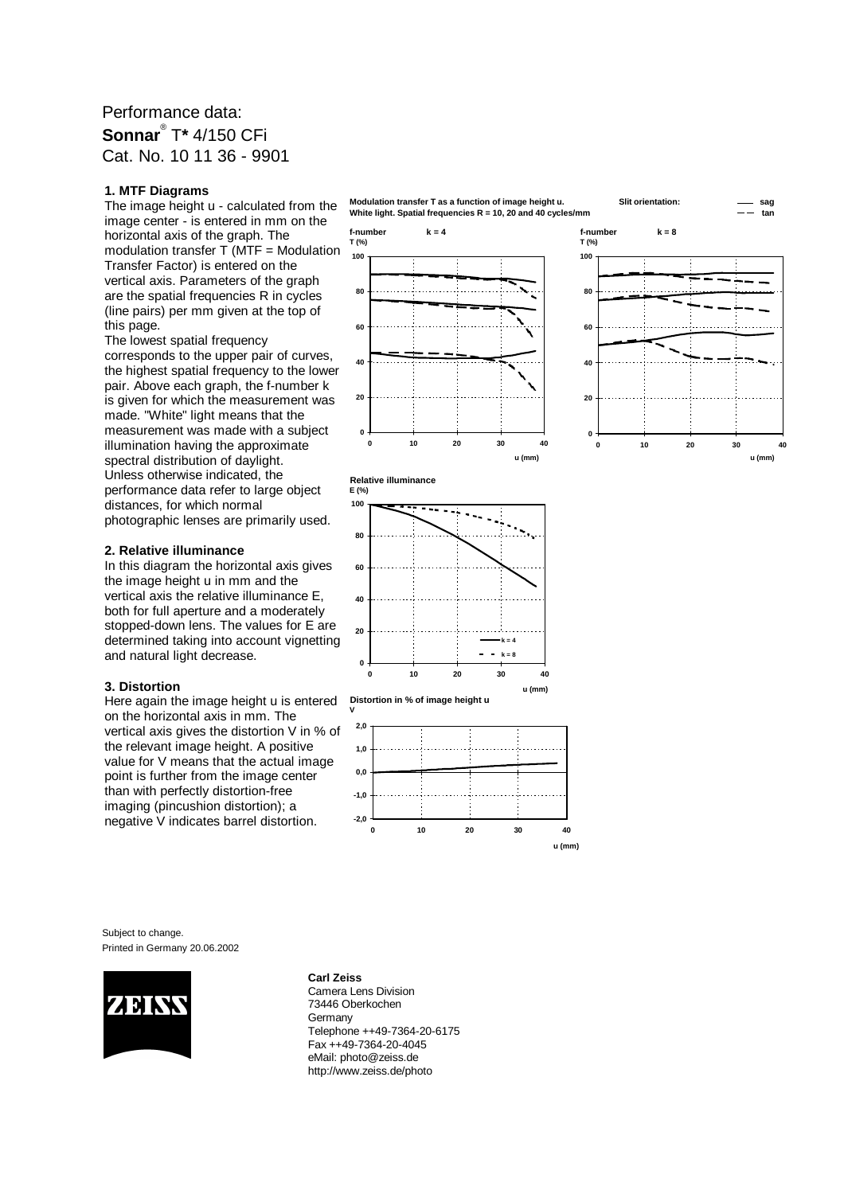Performance data:

**Sonnar**® T***** 4/150 CFi

Cat. No. 10 11 36 - 9901

### 1. MTF Diagrams

The image height u - calculated from the image center - is entered in mm on the horizontal axis of the graph. The modulation transfer T (MTF = Modulation Transfer Factor) is entered on the vertical axis. Parameters of the graph are the spatial frequencies R in cycles (line pairs) per mm given at the top of this page.

The lowest spatial frequency corresponds to the upper pair of curves, the highest spatial frequency to the lower pair. Above each graph, the f-number k is given for which the measurement was made. "White" light means that the measurement was made with a subject illumination having the approximate spectral distribution of daylight.

Unless otherwise indicated, the performance data refer to large object distances, for which normal photographic lenses are primarily used.

**Modulation transfer T as a function of image height u.**
**White light. Spatial frequencies R = 10, 20 and 40 cycles/mm**

**Slit orientation:** —— sag, – – tan

f-number k = 4
T (%)
100
80
60
40
20
0
0 10 20 30 40
u (mm)

f-number k = 8
T (%)
100
80
60
40
20
0
0 10 20 30 40
u (mm)

### 2. Relative illuminance

In this diagram the horizontal axis gives the image height u in mm and the vertical axis the relative illuminance E, both for full aperture and a moderately stopped-down lens. The values for E are determined taking into account vignetting and natural light decrease.

**Relative illuminance**
E (%)
100
80
60
40
20
0
0 10 20 30 40
u (mm)
k = 4
k = 8

### 3. Distortion

Here again the image height u is entered on the horizontal axis in mm. The vertical axis gives the distortion V in % of the relevant image height. A positive value for V means that the actual image point is further from the image center than with perfectly distortion-free imaging (pincushion distortion); a negative V indicates barrel distortion.

**Distortion in % of image height u**
V
2,0
1,0
0,0
-1,0
-2,0
0 10 20 30 40
u (mm)

Subject to change.
Printed in Germany 20.06.2002

ZEISS

**Carl Zeiss**
Camera Lens Division
73446 Oberkochen
Germany
Telephone ++49-7364-20-6175
Fax ++49-7364-20-4045
eMail: photo@zeiss.de
http://www.zeiss.de/photo